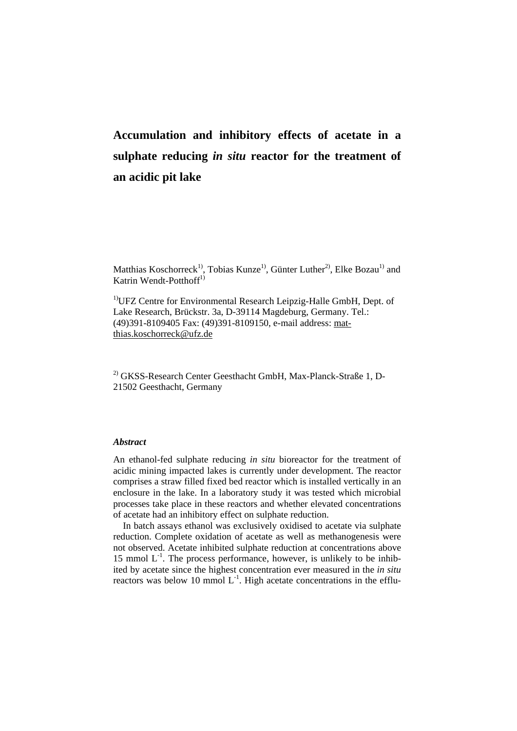# Accumulation and inhibitory effects of acetate in a sulphate reducing *in situ* reactor for the treatment of an acidic pit lake

Matthias Koschorreck[1)], Tobias Kunze[1)], Günter Luther[2)], Elke Bozau[1)] and Katrin Wendt-Potthoff[1)]

[1)]UFZ Centre for Environmental Research Leipzig-Halle GmbH, Dept. of Lake Research, Brückstr. 3a, D-39114 Magdeburg, Germany. Tel.: (49)391-8109405 Fax: (49)391-8109150, e-mail address: matthias.koschorreck@ufz.de

[2)] GKSS-Research Center Geesthacht GmbH, Max-Planck-Straße 1, D-21502 Geesthacht, Germany

### *Abstract*

An ethanol-fed sulphate reducing *in situ* bioreactor for the treatment of acidic mining impacted lakes is currently under development. The reactor comprises a straw filled fixed bed reactor which is installed vertically in an enclosure in the lake. In a laboratory study it was tested which microbial processes take place in these reactors and whether elevated concentrations of acetate had an inhibitory effect on sulphate reduction.

In batch assays ethanol was exclusively oxidised to acetate via sulphate reduction. Complete oxidation of acetate as well as methanogenesis were not observed. Acetate inhibited sulphate reduction at concentrations above 15 mmol $L^{-1}$. The process performance, however, is unlikely to be inhibited by acetate since the highest concentration ever measured in the *in situ* reactors was below 10 mmol $L^{-1}$. High acetate concentrations in the efflu-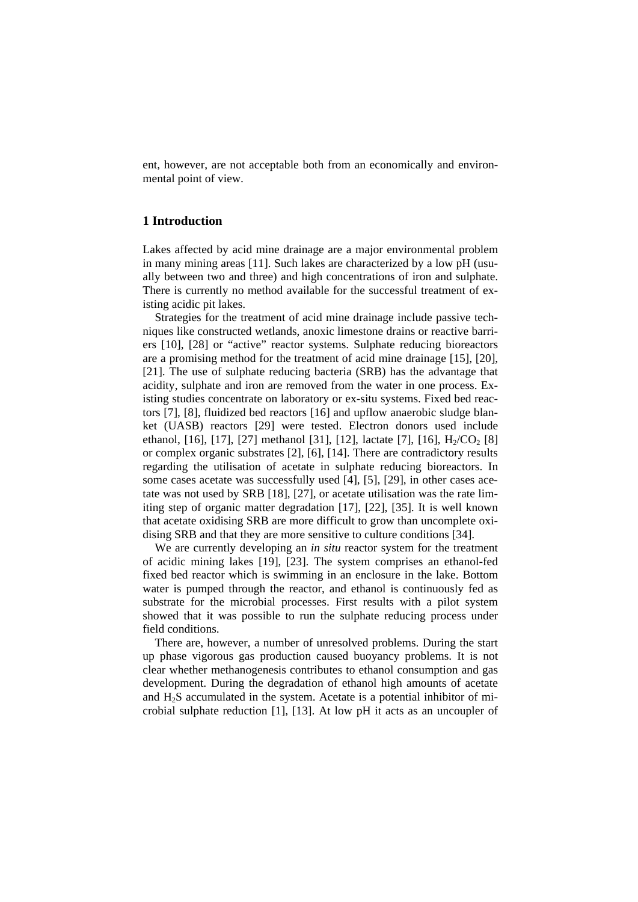ent, however, are not acceptable both from an economically and environmental point of view.

## 1 Introduction

Lakes affected by acid mine drainage are a major environmental problem in many mining areas [11]. Such lakes are characterized by a low pH (usually between two and three) and high concentrations of iron and sulphate. There is currently no method available for the successful treatment of existing acidic pit lakes.

Strategies for the treatment of acid mine drainage include passive techniques like constructed wetlands, anoxic limestone drains or reactive barriers [10], [28] or "active" reactor systems. Sulphate reducing bioreactors are a promising method for the treatment of acid mine drainage [15], [20], [21]. The use of sulphate reducing bacteria (SRB) has the advantage that acidity, sulphate and iron are removed from the water in one process. Existing studies concentrate on laboratory or ex-situ systems. Fixed bed reactors [7], [8], fluidized bed reactors [16] and upflow anaerobic sludge blanket (UASB) reactors [29] were tested. Electron donors used include ethanol, [16], [17], [27] methanol [31], [12], lactate [7], [16], $H_2/CO_2$ [8] or complex organic substrates [2], [6], [14]. There are contradictory results regarding the utilisation of acetate in sulphate reducing bioreactors. In some cases acetate was successfully used [4], [5], [29], in other cases acetate was not used by SRB [18], [27], or acetate utilisation was the rate limiting step of organic matter degradation [17], [22], [35]. It is well known that acetate oxidising SRB are more difficult to grow than uncomplete oxidising SRB and that they are more sensitive to culture conditions [34].

We are currently developing an *in situ* reactor system for the treatment of acidic mining lakes [19], [23]. The system comprises an ethanol-fed fixed bed reactor which is swimming in an enclosure in the lake. Bottom water is pumped through the reactor, and ethanol is continuously fed as substrate for the microbial processes. First results with a pilot system showed that it was possible to run the sulphate reducing process under field conditions.

There are, however, a number of unresolved problems. During the start up phase vigorous gas production caused buoyancy problems. It is not clear whether methanogenesis contributes to ethanol consumption and gas development. During the degradation of ethanol high amounts of acetate and $H_2S$ accumulated in the system. Acetate is a potential inhibitor of microbial sulphate reduction [1], [13]. At low pH it acts as an uncoupler of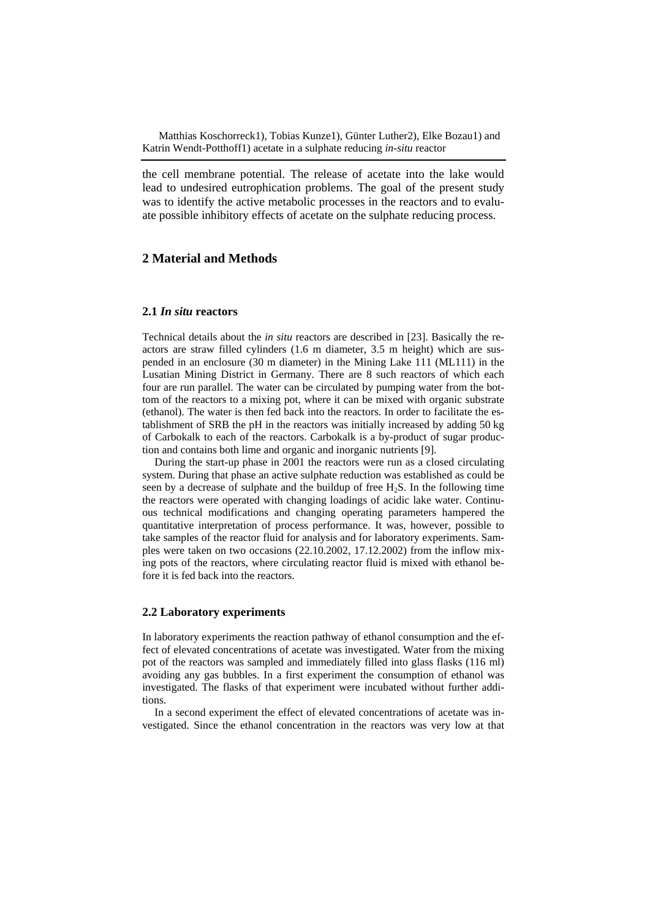the cell membrane potential. The release of acetate into the lake would lead to undesired eutrophication problems. The goal of the present study was to identify the active metabolic processes in the reactors and to evaluate possible inhibitory effects of acetate on the sulphate reducing process.

## 2 Material and Methods

### 2.1 *In situ* reactors

Technical details about the *in situ* reactors are described in [23]. Basically the reactors are straw filled cylinders (1.6 m diameter, 3.5 m height) which are suspended in an enclosure (30 m diameter) in the Mining Lake 111 (ML111) in the Lusatian Mining District in Germany. There are 8 such reactors of which each four are run parallel. The water can be circulated by pumping water from the bottom of the reactors to a mixing pot, where it can be mixed with organic substrate (ethanol). The water is then fed back into the reactors. In order to facilitate the establishment of SRB the pH in the reactors was initially increased by adding 50 kg of Carbokalk to each of the reactors. Carbokalk is a by-product of sugar production and contains both lime and organic and inorganic nutrients [9].

During the start-up phase in 2001 the reactors were run as a closed circulating system. During that phase an active sulphate reduction was established as could be seen by a decrease of sulphate and the buildup of free $H_2S$. In the following time the reactors were operated with changing loadings of acidic lake water. Continuous technical modifications and changing operating parameters hampered the quantitative interpretation of process performance. It was, however, possible to take samples of the reactor fluid for analysis and for laboratory experiments. Samples were taken on two occasions (22.10.2002, 17.12.2002) from the inflow mixing pots of the reactors, where circulating reactor fluid is mixed with ethanol before it is fed back into the reactors.

### 2.2 Laboratory experiments

In laboratory experiments the reaction pathway of ethanol consumption and the effect of elevated concentrations of acetate was investigated. Water from the mixing pot of the reactors was sampled and immediately filled into glass flasks (116 ml) avoiding any gas bubbles. In a first experiment the consumption of ethanol was investigated. The flasks of that experiment were incubated without further additions.

In a second experiment the effect of elevated concentrations of acetate was investigated. Since the ethanol concentration in the reactors was very low at that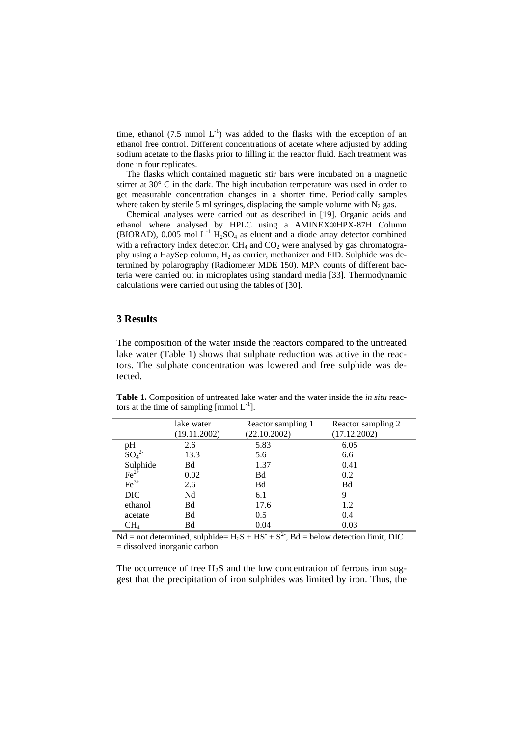time, ethanol (7.5 mmol $L^{-1}$) was added to the flasks with the exception of an ethanol free control. Different concentrations of acetate where adjusted by adding sodium acetate to the flasks prior to filling in the reactor fluid. Each treatment was done in four replicates.

The flasks which contained magnetic stir bars were incubated on a magnetic stirrer at 30° C in the dark. The high incubation temperature was used in order to get measurable concentration changes in a shorter time. Periodically samples where taken by sterile 5 ml syringes, displacing the sample volume with $N_2$ gas.

Chemical analyses were carried out as described in [19]. Organic acids and ethanol where analysed by HPLC using a AMINEX®HPX-87H Column (BIORAD), 0.005 mol $L^{-1}$ $H_2SO_4$ as eluent and a diode array detector combined with a refractory index detector. $CH_4$ and $CO_2$ were analysed by gas chromatography using a HaySep column, $H_2$ as carrier, methanizer and FID. Sulphide was determined by polarography (Radiometer MDE 150). MPN counts of different bacteria were carried out in microplates using standard media [33]. Thermodynamic calculations were carried out using the tables of [30].

## 3 Results

The composition of the water inside the reactors compared to the untreated lake water (Table 1) shows that sulphate reduction was active in the reactors. The sulphate concentration was lowered and free sulphide was detected.

**Table 1.** Composition of untreated lake water and the water inside the *in situ* reactors at the time of sampling [mmol $L^{-1}$].

| | lake water (19.11.2002) | Reactor sampling 1 (22.10.2002) | Reactor sampling 2 (17.12.2002) |
|---|---|---|---|
| pH | 2.6 | 5.83 | 6.05 |
| $SO_4^{2-}$ | 13.3 | 5.6 | 6.6 |
| Sulphide | Bd | 1.37 | 0.41 |
| $Fe^{2+}$ | 0.02 | Bd | 0.2 |
| $Fe^{3+}$ | 2.6 | Bd | Bd |
| DIC | Nd | 6.1 | 9 |
| ethanol | Bd | 17.6 | 1.2 |
| acetate | Bd | 0.5 | 0.4 |
| $CH_4$ | Bd | 0.04 | 0.03 |

Nd = not determined, sulphide= $H_2S + HS^- + S^{2-}$, Bd = below detection limit, DIC = dissolved inorganic carbon

The occurrence of free $H_2S$ and the low concentration of ferrous iron suggest that the precipitation of iron sulphides was limited by iron. Thus, the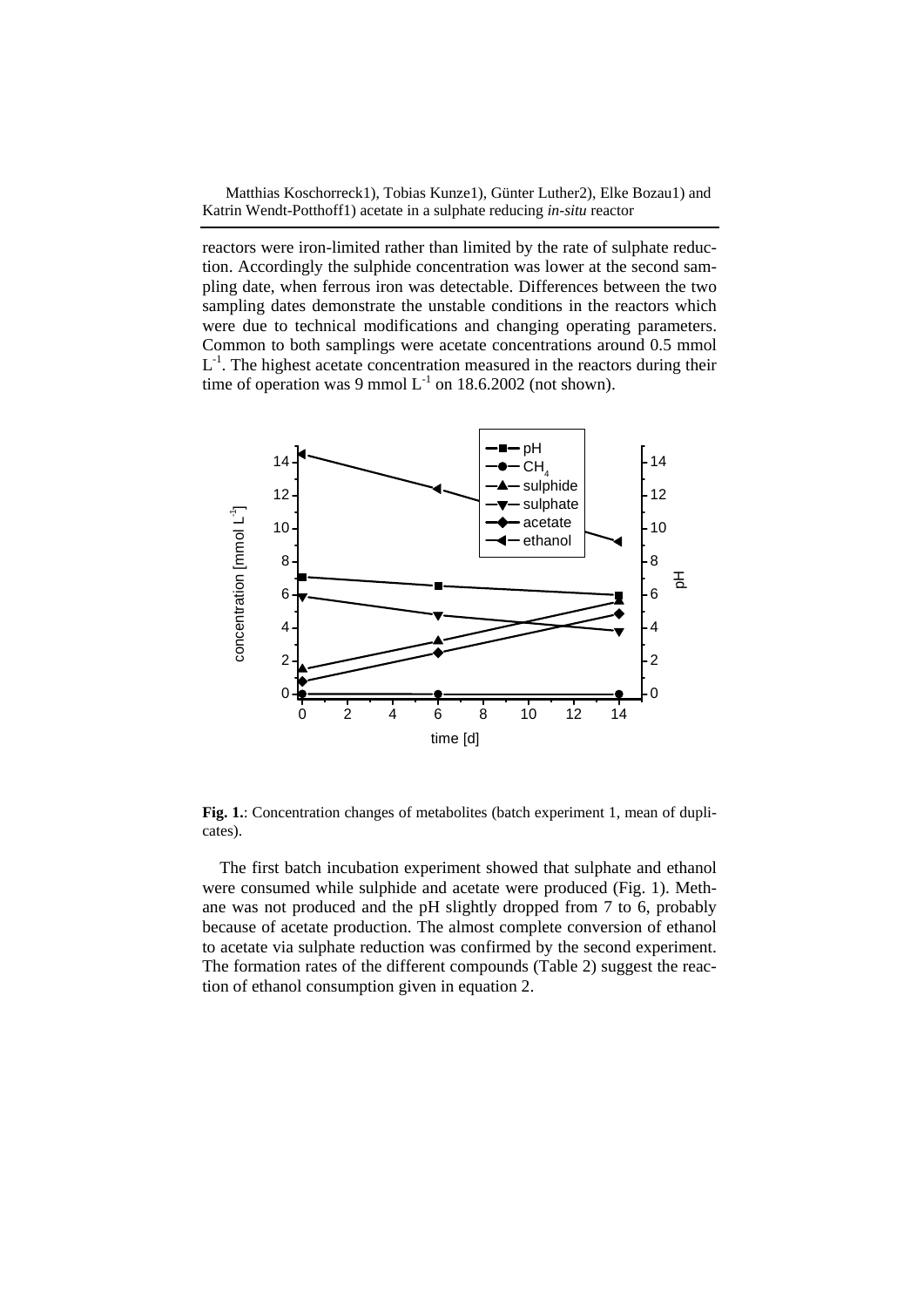reactors were iron-limited rather than limited by the rate of sulphate reduction. Accordingly the sulphide concentration was lower at the second sampling date, when ferrous iron was detectable. Differences between the two sampling dates demonstrate the unstable conditions in the reactors which were due to technical modifications and changing operating parameters. Common to both samplings were acetate concentrations around 0.5 mmol $L^{-1}$. The highest acetate concentration measured in the reactors during their time of operation was 9 mmol $L^{-1}$ on 18.6.2002 (not shown).

**Fig. 1.**: Concentration changes of metabolites (batch experiment 1, mean of duplicates).

The first batch incubation experiment showed that sulphate and ethanol were consumed while sulphide and acetate were produced (Fig. 1). Methane was not produced and the pH slightly dropped from 7 to 6, probably because of acetate production. The almost complete conversion of ethanol to acetate via sulphate reduction was confirmed by the second experiment. The formation rates of the different compounds (Table 2) suggest the reaction of ethanol consumption given in equation 2.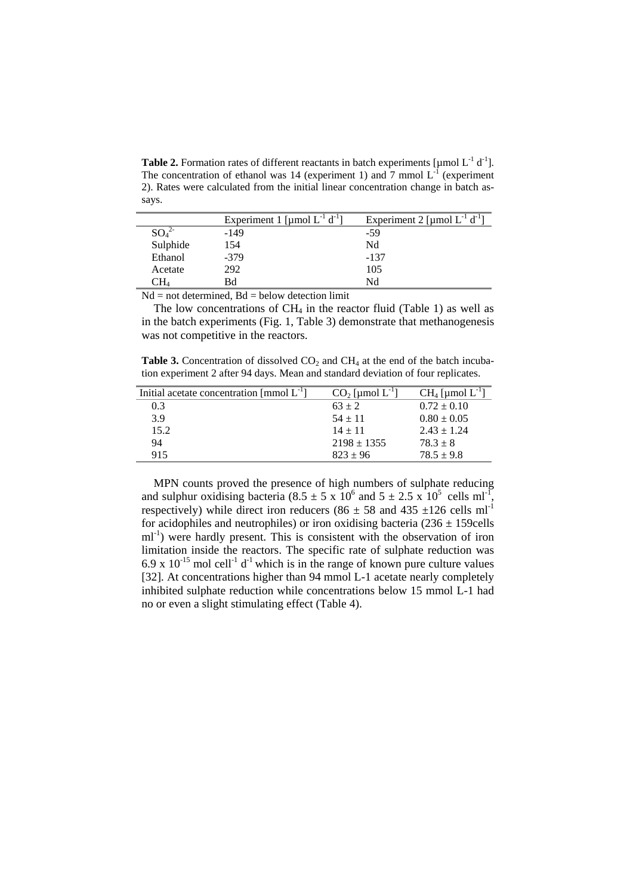**Table 2.** Formation rates of different reactants in batch experiments [µmol $L^{-1}$ $d^{-1}$]. The concentration of ethanol was 14 (experiment 1) and 7 mmol $L^{-1}$ (experiment 2). Rates were calculated from the initial linear concentration change in batch assays.

| | Experiment 1 [µmol $L^{-1}$ $d^{-1}$] | Experiment 2 [µmol $L^{-1}$ $d^{-1}$] |
|---|---|---|
| $SO_4^{2-}$ | -149 | -59 |
| Sulphide | 154 | Nd |
| Ethanol | -379 | -137 |
| Acetate | 292 | 105 |
| $CH_4$ | Bd | Nd |

Nd = not determined, Bd = below detection limit

The low concentrations of $CH_4$ in the reactor fluid (Table 1) as well as in the batch experiments (Fig. 1, Table 3) demonstrate that methanogenesis was not competitive in the reactors.

**Table 3.** Concentration of dissolved $CO_2$ and $CH_4$ at the end of the batch incubation experiment 2 after 94 days. Mean and standard deviation of four replicates.

| Initial acetate concentration [mmol $L^{-1}$] | $CO_2$ [µmol $L^{-1}$] | $CH_4$ [µmol $L^{-1}$] |
|---|---|---|
| 0.3 | 63 ± 2 | 0.72 ± 0.10 |
| 3.9 | 54 ± 11 | 0.80 ± 0.05 |
| 15.2 | 14 ± 11 | 2.43 ± 1.24 |
| 94 | 2198 ± 1355 | 78.3 ± 8 |
| 915 | 823 ± 96 | 78.5 ± 9.8 |

MPN counts proved the presence of high numbers of sulphate reducing and sulphur oxidising bacteria ($8.5 \pm 5 \times 10^6$ and $5 \pm 2.5 \times 10^5$ cells $ml^{-1}$, respectively) while direct iron reducers (86 ± 58 and 435 ±126 cells $ml^{-1}$ for acidophiles and neutrophiles) or iron oxidising bacteria (236 ± 159cells $ml^{-1}$) were hardly present. This is consistent with the observation of iron limitation inside the reactors. The specific rate of sulphate reduction was $6.9 \times 10^{-15}$ mol $cell^{-1}$ $d^{-1}$ which is in the range of known pure culture values [32]. At concentrations higher than 94 mmol L-1 acetate nearly completely inhibited sulphate reduction while concentrations below 15 mmol L-1 had no or even a slight stimulating effect (Table 4).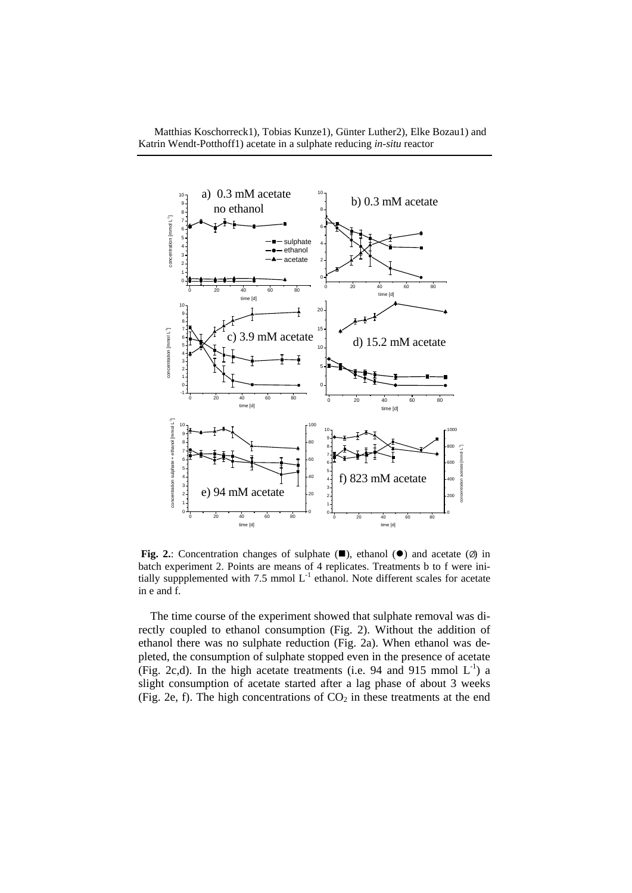**Fig. 2.**: Concentration changes of sulphate (■), ethanol (●) and acetate (∅) in batch experiment 2. Points are means of 4 replicates. Treatments b to f were initially suppplemented with 7.5 mmol $L^{-1}$ ethanol. Note different scales for acetate in e and f.

The time course of the experiment showed that sulphate removal was directly coupled to ethanol consumption (Fig. 2). Without the addition of ethanol there was no sulphate reduction (Fig. 2a). When ethanol was depleted, the consumption of sulphate stopped even in the presence of acetate (Fig. 2c,d). In the high acetate treatments (i.e. 94 and 915 mmol $L^{-1}$) a slight consumption of acetate started after a lag phase of about 3 weeks (Fig. 2e, f). The high concentrations of $CO_2$ in these treatments at the end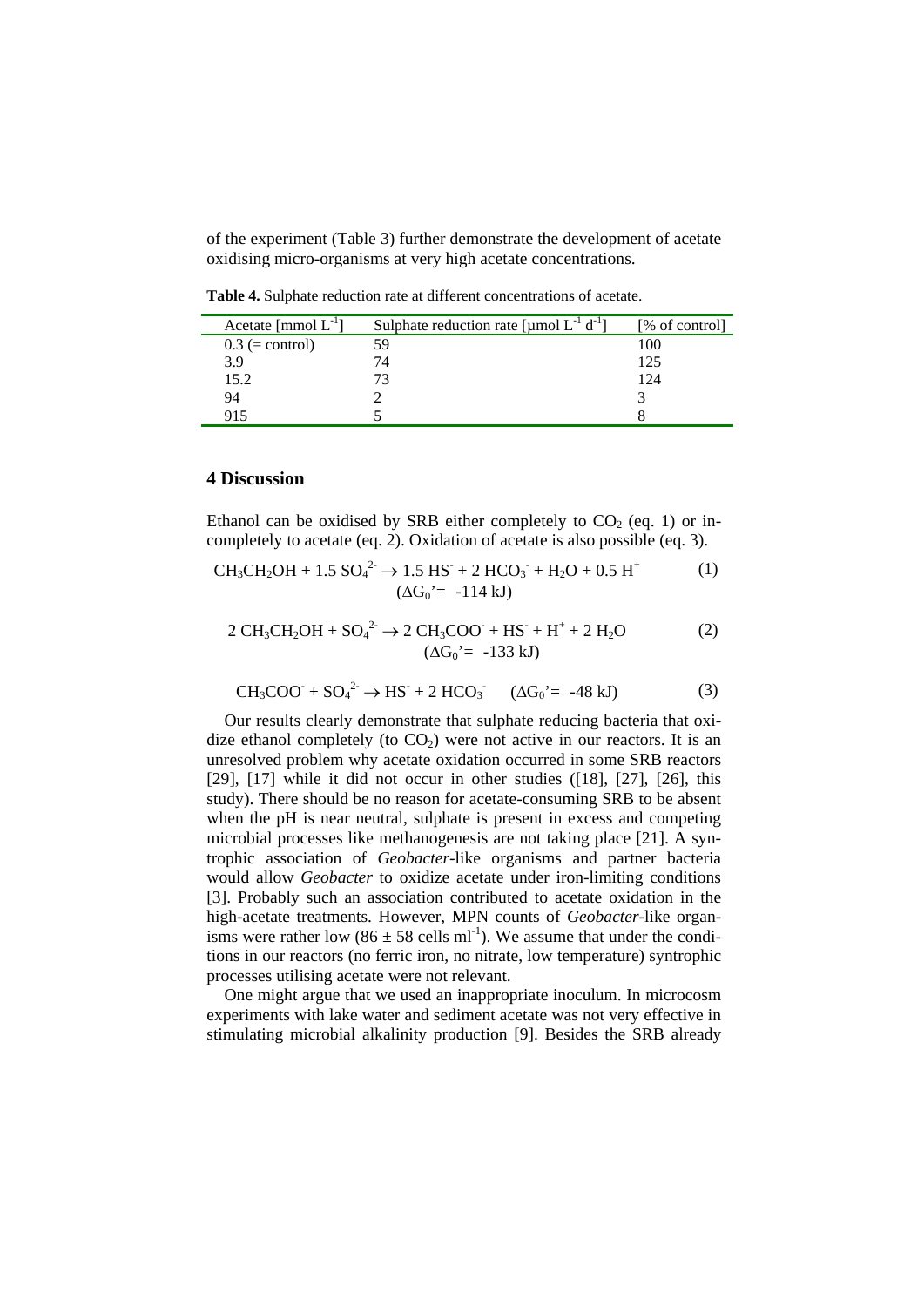of the experiment (Table 3) further demonstrate the development of acetate oxidising micro-organisms at very high acetate concentrations.

**Table 4.** Sulphate reduction rate at different concentrations of acetate.

| Acetate [mmol $L^{-1}$] | Sulphate reduction rate [µmol $L^{-1}$ $d^{-1}$] | [% of control] |
| --- | --- | --- |
| 0.3 (= control) | 59 | 100 |
| 3.9 | 74 | 125 |
| 15.2 | 73 | 124 |
| 94 | 2 | 3 |
| 915 | 5 | 8 |

## 4 Discussion

Ethanol can be oxidised by SRB either completely to $CO_2$ (eq. 1) or incompletely to acetate (eq. 2). Oxidation of acetate is also possible (eq. 3).

$$CH_3CH_2OH + 1.5\ SO_4^{2-} \rightarrow 1.5\ HS^- + 2\ HCO_3^- + H_2O + 0.5\ H^+ \quad (\Delta G_0' = -114\ kJ) \qquad (1)$$

$$2\ CH_3CH_2OH + SO_4^{2-} \rightarrow 2\ CH_3COO^- + HS^- + H^+ + 2\ H_2O \quad (\Delta G_0' = -133\ kJ) \qquad (2)$$

$$CH_3COO^- + SO_4^{2-} \rightarrow HS^- + 2\ HCO_3^- \quad (\Delta G_0' = -48\ kJ) \qquad (3)$$

Our results clearly demonstrate that sulphate reducing bacteria that oxidize ethanol completely (to $CO_2$) were not active in our reactors. It is an unresolved problem why acetate oxidation occurred in some SRB reactors [29], [17] while it did not occur in other studies ([18], [27], [26], this study). There should be no reason for acetate-consuming SRB to be absent when the pH is near neutral, sulphate is present in excess and competing microbial processes like methanogenesis are not taking place [21]. A syntrophic association of *Geobacter*-like organisms and partner bacteria would allow *Geobacter* to oxidize acetate under iron-limiting conditions [3]. Probably such an association contributed to acetate oxidation in the high-acetate treatments. However, MPN counts of *Geobacter*-like organisms were rather low ($86 \pm 58$ cells $ml^{-1}$). We assume that under the conditions in our reactors (no ferric iron, no nitrate, low temperature) syntrophic processes utilising acetate were not relevant.

One might argue that we used an inappropriate inoculum. In microcosm experiments with lake water and sediment acetate was not very effective in stimulating microbial alkalinity production [9]. Besides the SRB already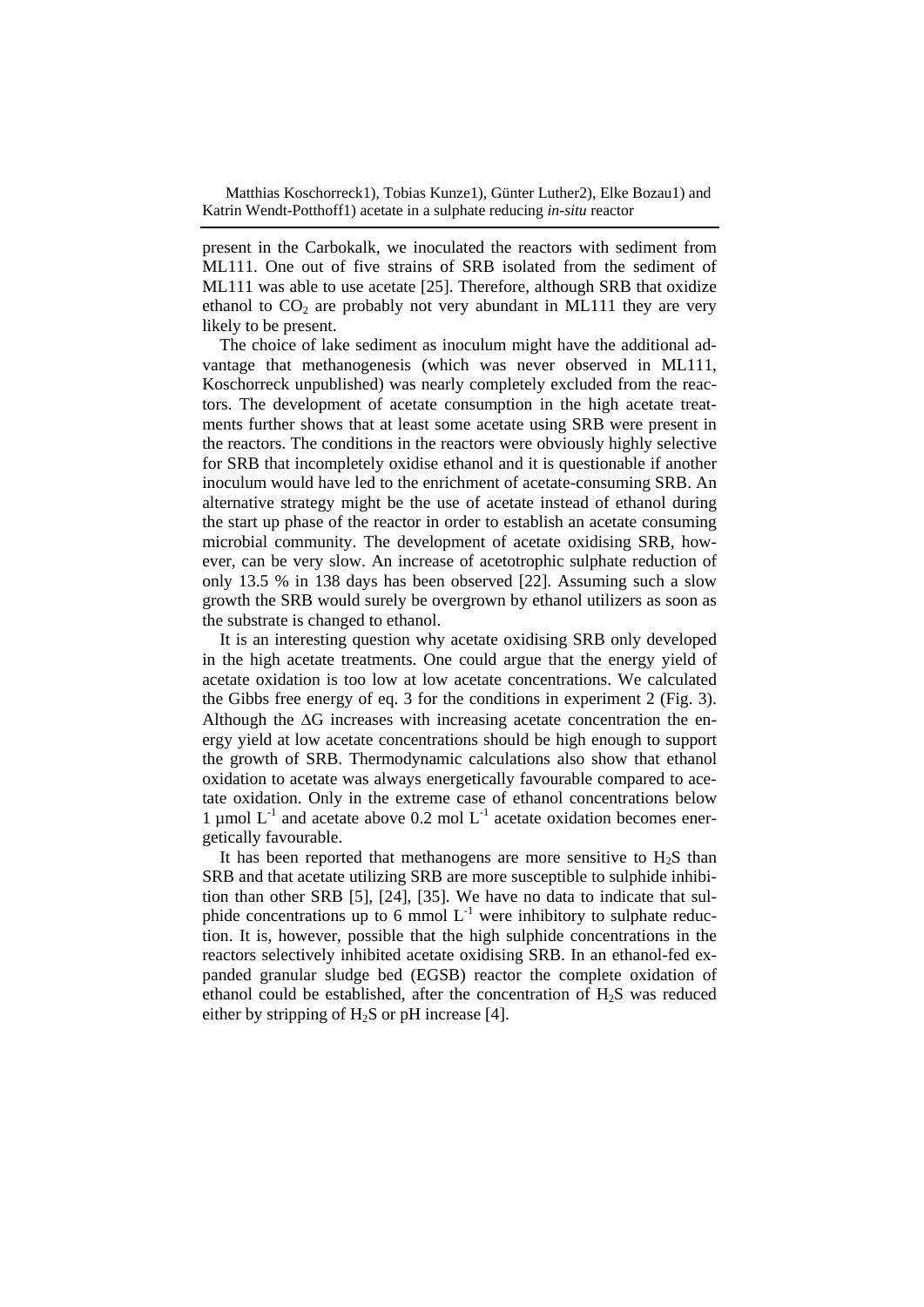present in the Carbokalk, we inoculated the reactors with sediment from ML111. One out of five strains of SRB isolated from the sediment of ML111 was able to use acetate [25]. Therefore, although SRB that oxidize ethanol to $CO_2$ are probably not very abundant in ML111 they are very likely to be present.

The choice of lake sediment as inoculum might have the additional advantage that methanogenesis (which was never observed in ML111, Koschorreck unpublished) was nearly completely excluded from the reactors. The development of acetate consumption in the high acetate treatments further shows that at least some acetate using SRB were present in the reactors. The conditions in the reactors were obviously highly selective for SRB that incompletely oxidise ethanol and it is questionable if another inoculum would have led to the enrichment of acetate-consuming SRB. An alternative strategy might be the use of acetate instead of ethanol during the start up phase of the reactor in order to establish an acetate consuming microbial community. The development of acetate oxidising SRB, however, can be very slow. An increase of acetotrophic sulphate reduction of only 13.5 % in 138 days has been observed [22]. Assuming such a slow growth the SRB would surely be overgrown by ethanol utilizers as soon as the substrate is changed to ethanol.

It is an interesting question why acetate oxidising SRB only developed in the high acetate treatments. One could argue that the energy yield of acetate oxidation is too low at low acetate concentrations. We calculated the Gibbs free energy of eq. 3 for the conditions in experiment 2 (Fig. 3). Although the $\Delta G$ increases with increasing acetate concentration the energy yield at low acetate concentrations should be high enough to support the growth of SRB. Thermodynamic calculations also show that ethanol oxidation to acetate was always energetically favourable compared to acetate oxidation. Only in the extreme case of ethanol concentrations below 1 µmol $L^{-1}$ and acetate above 0.2 mol $L^{-1}$ acetate oxidation becomes energetically favourable.

It has been reported that methanogens are more sensitive to $H_2S$ than SRB and that acetate utilizing SRB are more susceptible to sulphide inhibition than other SRB [5], [24], [35]. We have no data to indicate that sulphide concentrations up to 6 mmol $L^{-1}$ were inhibitory to sulphate reduction. It is, however, possible that the high sulphide concentrations in the reactors selectively inhibited acetate oxidising SRB. In an ethanol-fed expanded granular sludge bed (EGSB) reactor the complete oxidation of ethanol could be established, after the concentration of $H_2S$ was reduced either by stripping of $H_2S$ or pH increase [4].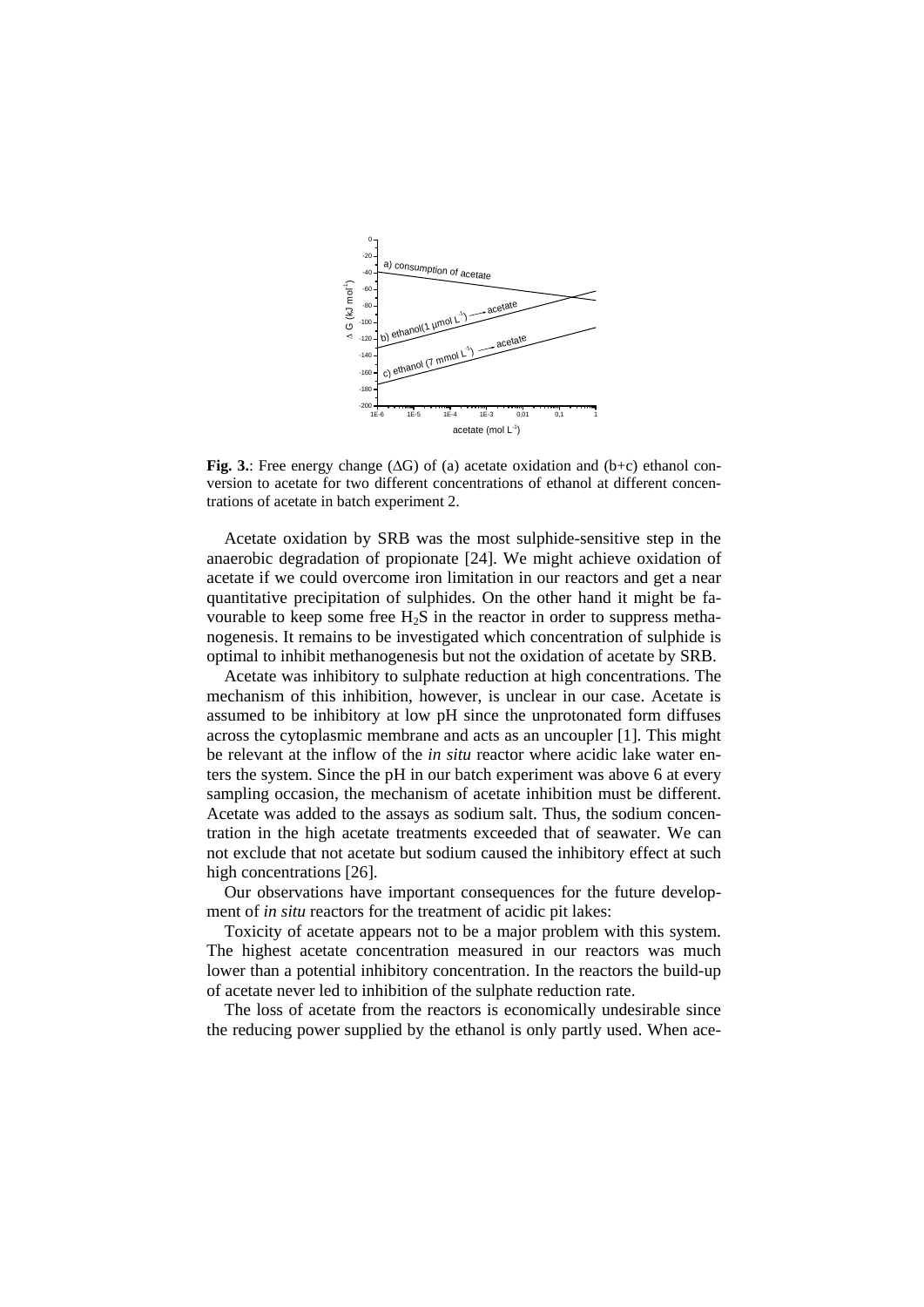**Fig. 3.**: Free energy change (ΔG) of (a) acetate oxidation and (b+c) ethanol conversion to acetate for two different concentrations of ethanol at different concentrations of acetate in batch experiment 2.

Acetate oxidation by SRB was the most sulphide-sensitive step in the anaerobic degradation of propionate [24]. We might achieve oxidation of acetate if we could overcome iron limitation in our reactors and get a near quantitative precipitation of sulphides. On the other hand it might be favourable to keep some free $H_2S$ in the reactor in order to suppress methanogenesis. It remains to be investigated which concentration of sulphide is optimal to inhibit methanogenesis but not the oxidation of acetate by SRB.

Acetate was inhibitory to sulphate reduction at high concentrations. The mechanism of this inhibition, however, is unclear in our case. Acetate is assumed to be inhibitory at low pH since the unprotonated form diffuses across the cytoplasmic membrane and acts as an uncoupler [1]. This might be relevant at the inflow of the *in situ* reactor where acidic lake water enters the system. Since the pH in our batch experiment was above 6 at every sampling occasion, the mechanism of acetate inhibition must be different. Acetate was added to the assays as sodium salt. Thus, the sodium concentration in the high acetate treatments exceeded that of seawater. We can not exclude that not acetate but sodium caused the inhibitory effect at such high concentrations [26].

Our observations have important consequences for the future development of *in situ* reactors for the treatment of acidic pit lakes:

Toxicity of acetate appears not to be a major problem with this system. The highest acetate concentration measured in our reactors was much lower than a potential inhibitory concentration. In the reactors the build-up of acetate never led to inhibition of the sulphate reduction rate.

The loss of acetate from the reactors is economically undesirable since the reducing power supplied by the ethanol is only partly used. When ace-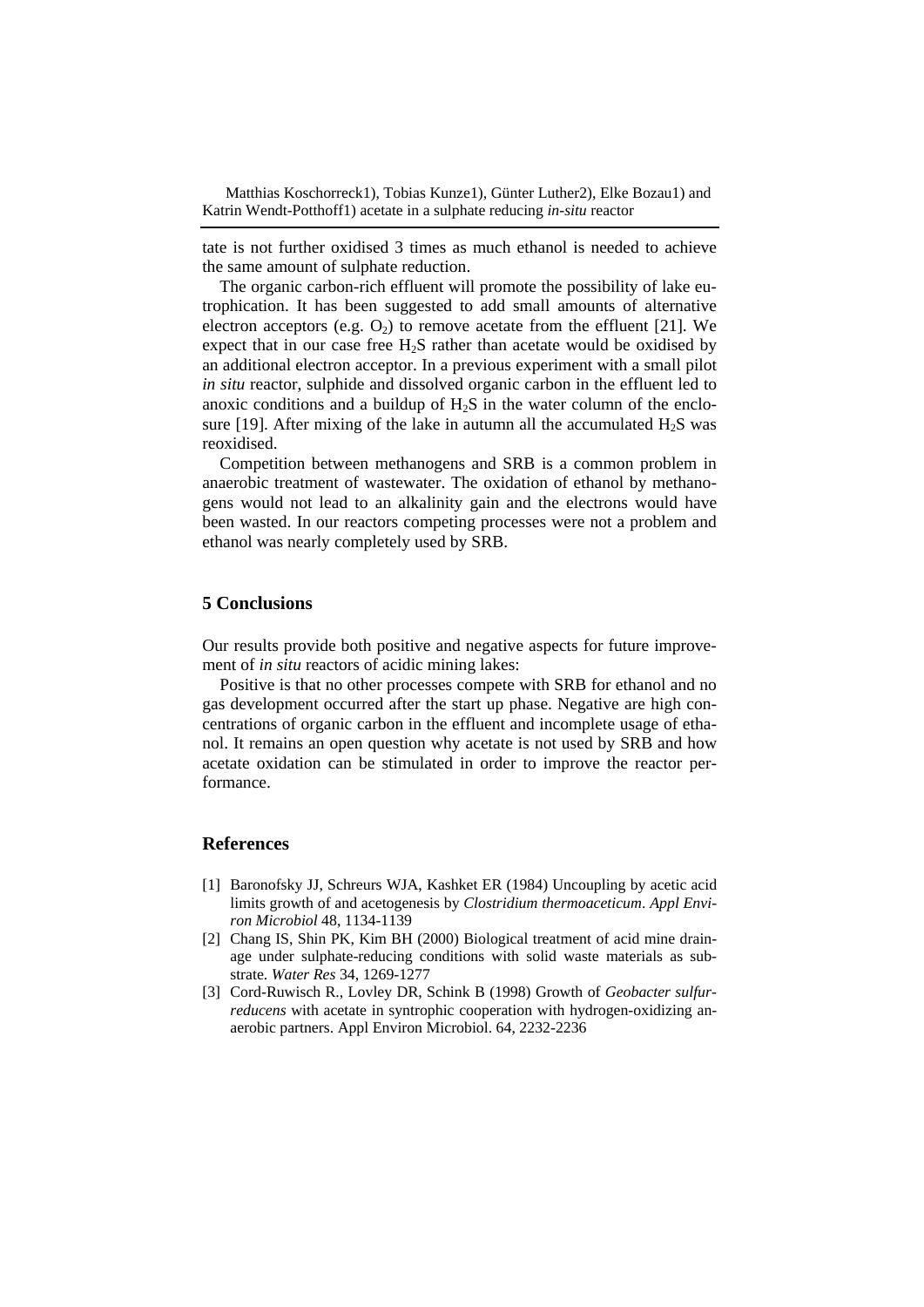tate is not further oxidised 3 times as much ethanol is needed to achieve the same amount of sulphate reduction.

The organic carbon-rich effluent will promote the possibility of lake eutrophication. It has been suggested to add small amounts of alternative electron acceptors (e.g. $O_2$) to remove acetate from the effluent [21]. We expect that in our case free $H_2S$ rather than acetate would be oxidised by an additional electron acceptor. In a previous experiment with a small pilot *in situ* reactor, sulphide and dissolved organic carbon in the effluent led to anoxic conditions and a buildup of $H_2S$ in the water column of the enclosure [19]. After mixing of the lake in autumn all the accumulated $H_2S$ was reoxidised.

Competition between methanogens and SRB is a common problem in anaerobic treatment of wastewater. The oxidation of ethanol by methanogens would not lead to an alkalinity gain and the electrons would have been wasted. In our reactors competing processes were not a problem and ethanol was nearly completely used by SRB.

## 5 Conclusions

Our results provide both positive and negative aspects for future improvement of *in situ* reactors of acidic mining lakes:

Positive is that no other processes compete with SRB for ethanol and no gas development occurred after the start up phase. Negative are high concentrations of organic carbon in the effluent and incomplete usage of ethanol. It remains an open question why acetate is not used by SRB and how acetate oxidation can be stimulated in order to improve the reactor performance.

## References

[1] Baronofsky JJ, Schreurs WJA, Kashket ER (1984) Uncoupling by acetic acid limits growth of and acetogenesis by *Clostridium thermoaceticum*. *Appl Environ Microbiol* 48, 1134-1139

[2] Chang IS, Shin PK, Kim BH (2000) Biological treatment of acid mine drainage under sulphate-reducing conditions with solid waste materials as substrate. *Water Res* 34, 1269-1277

[3] Cord-Ruwisch R., Lovley DR, Schink B (1998) Growth of *Geobacter sulfurreducens* with acetate in syntrophic cooperation with hydrogen-oxidizing anaerobic partners. Appl Environ Microbiol. 64, 2232-2236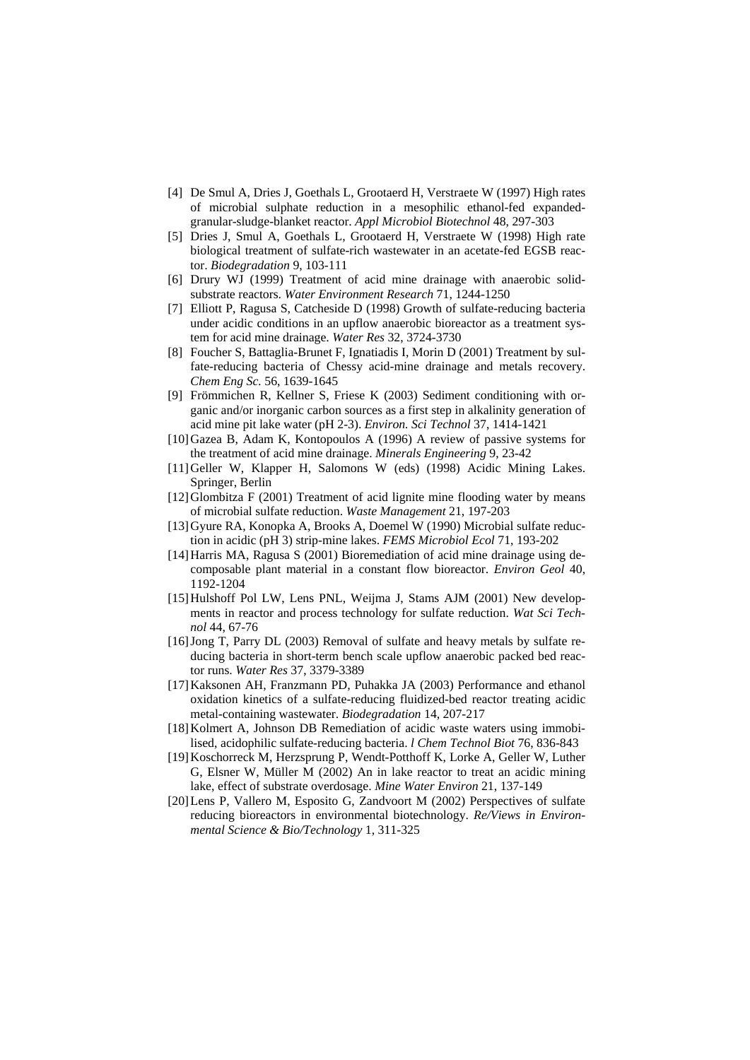- [4] De Smul A, Dries J, Goethals L, Grootaerd H, Verstraete W (1997) High rates of microbial sulphate reduction in a mesophilic ethanol-fed expanded-granular-sludge-blanket reactor. *Appl Microbiol Biotechnol* 48, 297-303
- [5] Dries J, Smul A, Goethals L, Grootaerd H, Verstraete W (1998) High rate biological treatment of sulfate-rich wastewater in an acetate-fed EGSB reactor. *Biodegradation* 9, 103-111
- [6] Drury WJ (1999) Treatment of acid mine drainage with anaerobic solid-substrate reactors. *Water Environment Research* 71, 1244-1250
- [7] Elliott P, Ragusa S, Catcheside D (1998) Growth of sulfate-reducing bacteria under acidic conditions in an upflow anaerobic bioreactor as a treatment system for acid mine drainage. *Water Res* 32, 3724-3730
- [8] Foucher S, Battaglia-Brunet F, Ignatiadis I, Morin D (2001) Treatment by sulfate-reducing bacteria of Chessy acid-mine drainage and metals recovery. *Chem Eng Sc.* 56, 1639-1645
- [9] Frömmichen R, Kellner S, Friese K (2003) Sediment conditioning with organic and/or inorganic carbon sources as a first step in alkalinity generation of acid mine pit lake water (pH 2-3). *Environ. Sci Technol* 37, 1414-1421
- [10] Gazea B, Adam K, Kontopoulos A (1996) A review of passive systems for the treatment of acid mine drainage. *Minerals Engineering* 9, 23-42
- [11] Geller W, Klapper H, Salomons W (eds) (1998) Acidic Mining Lakes. Springer, Berlin
- [12] Glombitza F (2001) Treatment of acid lignite mine flooding water by means of microbial sulfate reduction. *Waste Management* 21, 197-203
- [13] Gyure RA, Konopka A, Brooks A, Doemel W (1990) Microbial sulfate reduction in acidic (pH 3) strip-mine lakes. *FEMS Microbiol Ecol* 71, 193-202
- [14] Harris MA, Ragusa S (2001) Bioremediation of acid mine drainage using decomposable plant material in a constant flow bioreactor. *Environ Geol* 40, 1192-1204
- [15] Hulshoff Pol LW, Lens PNL, Weijma J, Stams AJM (2001) New developments in reactor and process technology for sulfate reduction. *Wat Sci Technol* 44, 67-76
- [16] Jong T, Parry DL (2003) Removal of sulfate and heavy metals by sulfate reducing bacteria in short-term bench scale upflow anaerobic packed bed reactor runs. *Water Res* 37, 3379-3389
- [17] Kaksonen AH, Franzmann PD, Puhakka JA (2003) Performance and ethanol oxidation kinetics of a sulfate-reducing fluidized-bed reactor treating acidic metal-containing wastewater. *Biodegradation* 14, 207-217
- [18] Kolmert A, Johnson DB Remediation of acidic waste waters using immobilised, acidophilic sulfate-reducing bacteria. *l Chem Technol Biot* 76, 836-843
- [19] Koschorreck M, Herzsprung P, Wendt-Potthoff K, Lorke A, Geller W, Luther G, Elsner W, Müller M (2002) An in lake reactor to treat an acidic mining lake, effect of substrate overdosage. *Mine Water Environ* 21, 137-149
- [20] Lens P, Vallero M, Esposito G, Zandvoort M (2002) Perspectives of sulfate reducing bioreactors in environmental biotechnology. *Re/Views in Environmental Science & Bio/Technology* 1, 311-325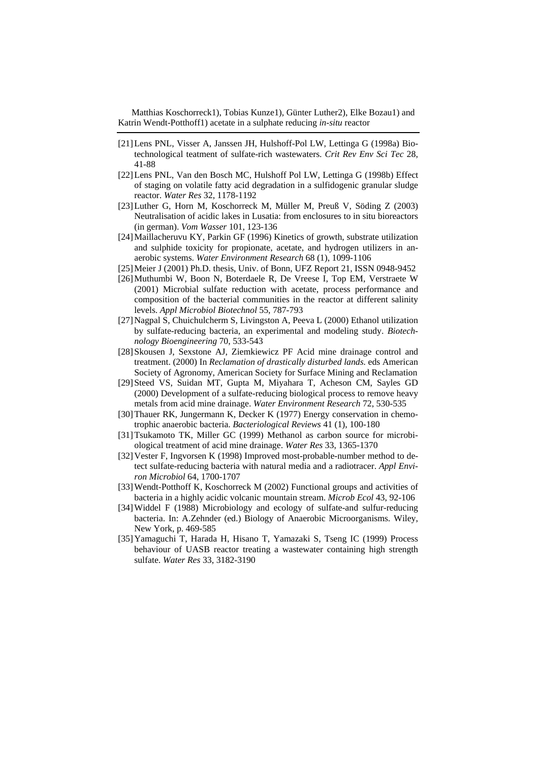[21] Lens PNL, Visser A, Janssen JH, Hulshoff-Pol LW, Lettinga G (1998a) Biotechnological teatment of sulfate-rich wastewaters. *Crit Rev Env Sci Tec* 28, 41-88

[22] Lens PNL, Van den Bosch MC, Hulshoff Pol LW, Lettinga G (1998b) Effect of staging on volatile fatty acid degradation in a sulfidogenic granular sludge reactor. *Water Res* 32, 1178-1192

[23] Luther G, Horn M, Koschorreck M, Müller M, Preuß V, Söding Z (2003) Neutralisation of acidic lakes in Lusatia: from enclosures to in situ bioreactors (in german). *Vom Wasser* 101, 123-136

[24] Maillacheruvu KY, Parkin GF (1996) Kinetics of growth, substrate utilization and sulphide toxicity for propionate, acetate, and hydrogen utilizers in anaerobic systems. *Water Environment Research* 68 (1), 1099-1106

[25] Meier J (2001) Ph.D. thesis, Univ. of Bonn, UFZ Report 21, ISSN 0948-9452

[26] Muthumbi W, Boon N, Boterdaele R, De Vreese I, Top EM, Verstraete W (2001) Microbial sulfate reduction with acetate, process performance and composition of the bacterial communities in the reactor at different salinity levels. *Appl Microbiol Biotechnol* 55, 787-793

[27] Nagpal S, Chuichulcherm S, Livingston A, Peeva L (2000) Ethanol utilization by sulfate-reducing bacteria, an experimental and modeling study. *Biotechnology Bioengineering* 70, 533-543

[28] Skousen J, Sexstone AJ, Ziemkiewicz PF Acid mine drainage control and treatment. (2000) In *Reclamation of drastically disturbed lands.* eds American Society of Agronomy, American Society for Surface Mining and Reclamation

[29] Steed VS, Suidan MT, Gupta M, Miyahara T, Acheson CM, Sayles GD (2000) Development of a sulfate-reducing biological process to remove heavy metals from acid mine drainage. *Water Environment Research* 72, 530-535

[30] Thauer RK, Jungermann K, Decker K (1977) Energy conservation in chemotrophic anaerobic bacteria. *Bacteriological Reviews* 41 (1), 100-180

[31] Tsukamoto TK, Miller GC (1999) Methanol as carbon source for microbiological treatment of acid mine drainage. *Water Res* 33, 1365-1370

[32] Vester F, Ingvorsen K (1998) Improved most-probable-number method to detect sulfate-reducing bacteria with natural media and a radiotracer. *Appl Environ Microbiol* 64, 1700-1707

[33] Wendt-Potthoff K, Koschorreck M (2002) Functional groups and activities of bacteria in a highly acidic volcanic mountain stream. *Microb Ecol* 43, 92-106

[34] Widdel F (1988) Microbiology and ecology of sulfate-and sulfur-reducing bacteria. In: A.Zehnder (ed.) Biology of Anaerobic Microorganisms. Wiley, New York, p. 469-585

[35] Yamaguchi T, Harada H, Hisano T, Yamazaki S, Tseng IC (1999) Process behaviour of UASB reactor treating a wastewater containing high strength sulfate. *Water Res* 33, 3182-3190